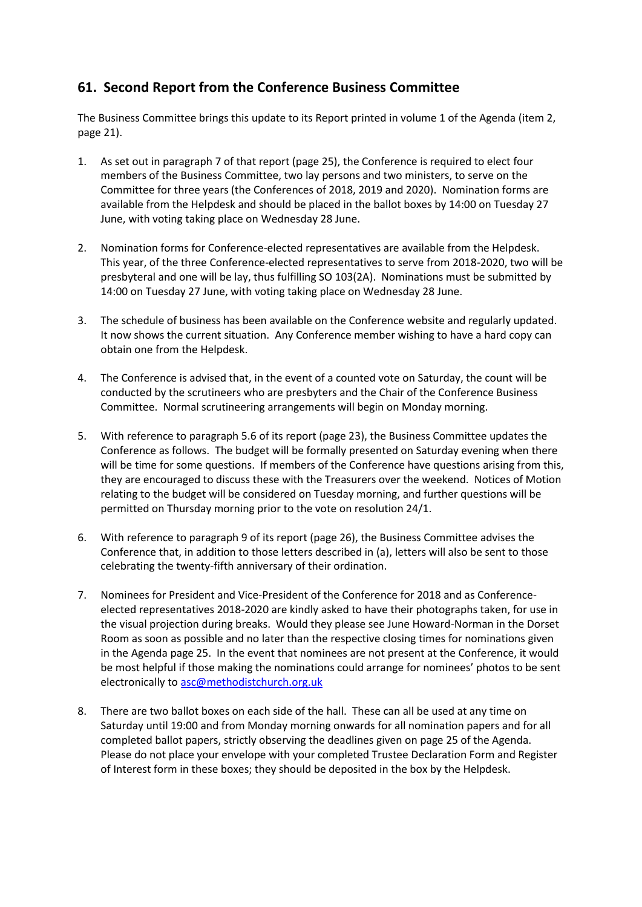## 61. Second Report from the Conference Business Committee

The Business Committee brings this update to its Report printed in volume 1 of the Agenda (item 2, page 21).

1. As set out in paragraph 7 of that report (page 25), the Conference is required to elect four members of the Business Committee, two lay persons and two ministers, to serve on the Committee for three years (the Conferences of 2018, 2019 and 2020). Nomination forms are available from the Helpdesk and should be placed in the ballot boxes by 14:00 on Tuesday 27 June, with voting taking place on Wednesday 28 June.

2. Nomination forms for Conference-elected representatives are available from the Helpdesk. This year, of the three Conference-elected representatives to serve from 2018-2020, two will be presbyteral and one will be lay, thus fulfilling SO 103(2A). Nominations must be submitted by 14:00 on Tuesday 27 June, with voting taking place on Wednesday 28 June.

3. The schedule of business has been available on the Conference website and regularly updated. It now shows the current situation. Any Conference member wishing to have a hard copy can obtain one from the Helpdesk.

4. The Conference is advised that, in the event of a counted vote on Saturday, the count will be conducted by the scrutineers who are presbyters and the Chair of the Conference Business Committee. Normal scrutineering arrangements will begin on Monday morning.

5. With reference to paragraph 5.6 of its report (page 23), the Business Committee updates the Conference as follows. The budget will be formally presented on Saturday evening when there will be time for some questions. If members of the Conference have questions arising from this, they are encouraged to discuss these with the Treasurers over the weekend. Notices of Motion relating to the budget will be considered on Tuesday morning, and further questions will be permitted on Thursday morning prior to the vote on resolution 24/1.

6. With reference to paragraph 9 of its report (page 26), the Business Committee advises the Conference that, in addition to those letters described in (a), letters will also be sent to those celebrating the twenty-fifth anniversary of their ordination.

7. Nominees for President and Vice-President of the Conference for 2018 and as Conference-elected representatives 2018-2020 are kindly asked to have their photographs taken, for use in the visual projection during breaks. Would they please see June Howard-Norman in the Dorset Room as soon as possible and no later than the respective closing times for nominations given in the Agenda page 25. In the event that nominees are not present at the Conference, it would be most helpful if those making the nominations could arrange for nominees' photos to be sent electronically to asc@methodistchurch.org.uk

8. There are two ballot boxes on each side of the hall. These can all be used at any time on Saturday until 19:00 and from Monday morning onwards for all nomination papers and for all completed ballot papers, strictly observing the deadlines given on page 25 of the Agenda. Please do not place your envelope with your completed Trustee Declaration Form and Register of Interest form in these boxes; they should be deposited in the box by the Helpdesk.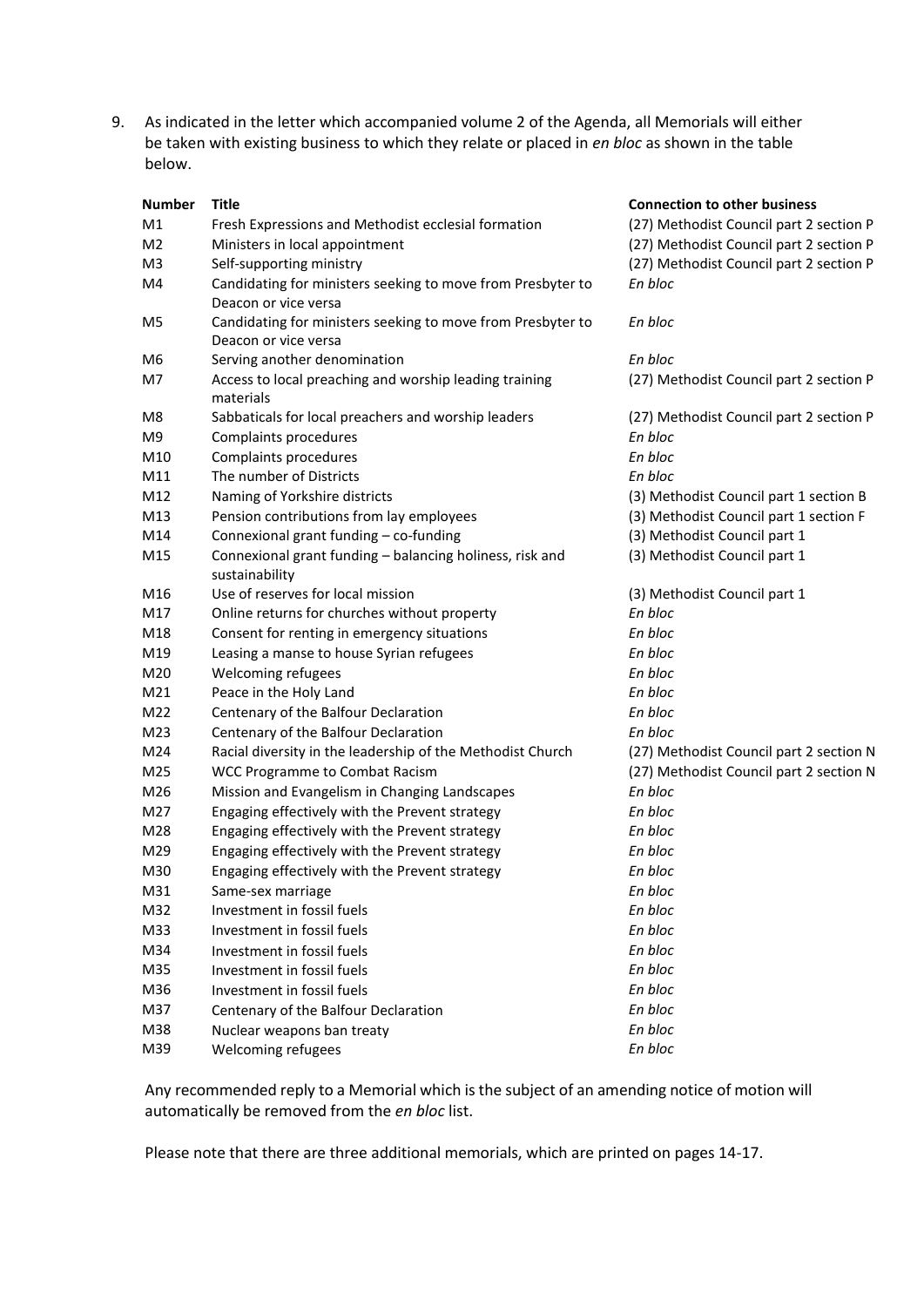9. As indicated in the letter which accompanied volume 2 of the Agenda, all Memorials will either be taken with existing business to which they relate or placed in *en bloc* as shown in the table below.

| Number | Title | Connection to other business |
|---|---|---|
| M1 | Fresh Expressions and Methodist ecclesial formation | (27) Methodist Council part 2 section P |
| M2 | Ministers in local appointment | (27) Methodist Council part 2 section P |
| M3 | Self-supporting ministry | (27) Methodist Council part 2 section P |
| M4 | Candidating for ministers seeking to move from Presbyter to Deacon or vice versa | *En bloc* |
| M5 | Candidating for ministers seeking to move from Presbyter to Deacon or vice versa | *En bloc* |
| M6 | Serving another denomination | *En bloc* |
| M7 | Access to local preaching and worship leading training materials | (27) Methodist Council part 2 section P |
| M8 | Sabbaticals for local preachers and worship leaders | (27) Methodist Council part 2 section P |
| M9 | Complaints procedures | *En bloc* |
| M10 | Complaints procedures | *En bloc* |
| M11 | The number of Districts | *En bloc* |
| M12 | Naming of Yorkshire districts | (3) Methodist Council part 1 section B |
| M13 | Pension contributions from lay employees | (3) Methodist Council part 1 section F |
| M14 | Connexional grant funding – co-funding | (3) Methodist Council part 1 |
| M15 | Connexional grant funding – balancing holiness, risk and sustainability | (3) Methodist Council part 1 |
| M16 | Use of reserves for local mission | (3) Methodist Council part 1 |
| M17 | Online returns for churches without property | *En bloc* |
| M18 | Consent for renting in emergency situations | *En bloc* |
| M19 | Leasing a manse to house Syrian refugees | *En bloc* |
| M20 | Welcoming refugees | *En bloc* |
| M21 | Peace in the Holy Land | *En bloc* |
| M22 | Centenary of the Balfour Declaration | *En bloc* |
| M23 | Centenary of the Balfour Declaration | *En bloc* |
| M24 | Racial diversity in the leadership of the Methodist Church | (27) Methodist Council part 2 section N |
| M25 | WCC Programme to Combat Racism | (27) Methodist Council part 2 section N |
| M26 | Mission and Evangelism in Changing Landscapes | *En bloc* |
| M27 | Engaging effectively with the Prevent strategy | *En bloc* |
| M28 | Engaging effectively with the Prevent strategy | *En bloc* |
| M29 | Engaging effectively with the Prevent strategy | *En bloc* |
| M30 | Engaging effectively with the Prevent strategy | *En bloc* |
| M31 | Same-sex marriage | *En bloc* |
| M32 | Investment in fossil fuels | *En bloc* |
| M33 | Investment in fossil fuels | *En bloc* |
| M34 | Investment in fossil fuels | *En bloc* |
| M35 | Investment in fossil fuels | *En bloc* |
| M36 | Investment in fossil fuels | *En bloc* |
| M37 | Centenary of the Balfour Declaration | *En bloc* |
| M38 | Nuclear weapons ban treaty | *En bloc* |
| M39 | Welcoming refugees | *En bloc* |

Any recommended reply to a Memorial which is the subject of an amending notice of motion will automatically be removed from the *en bloc* list.

Please note that there are three additional memorials, which are printed on pages 14-17.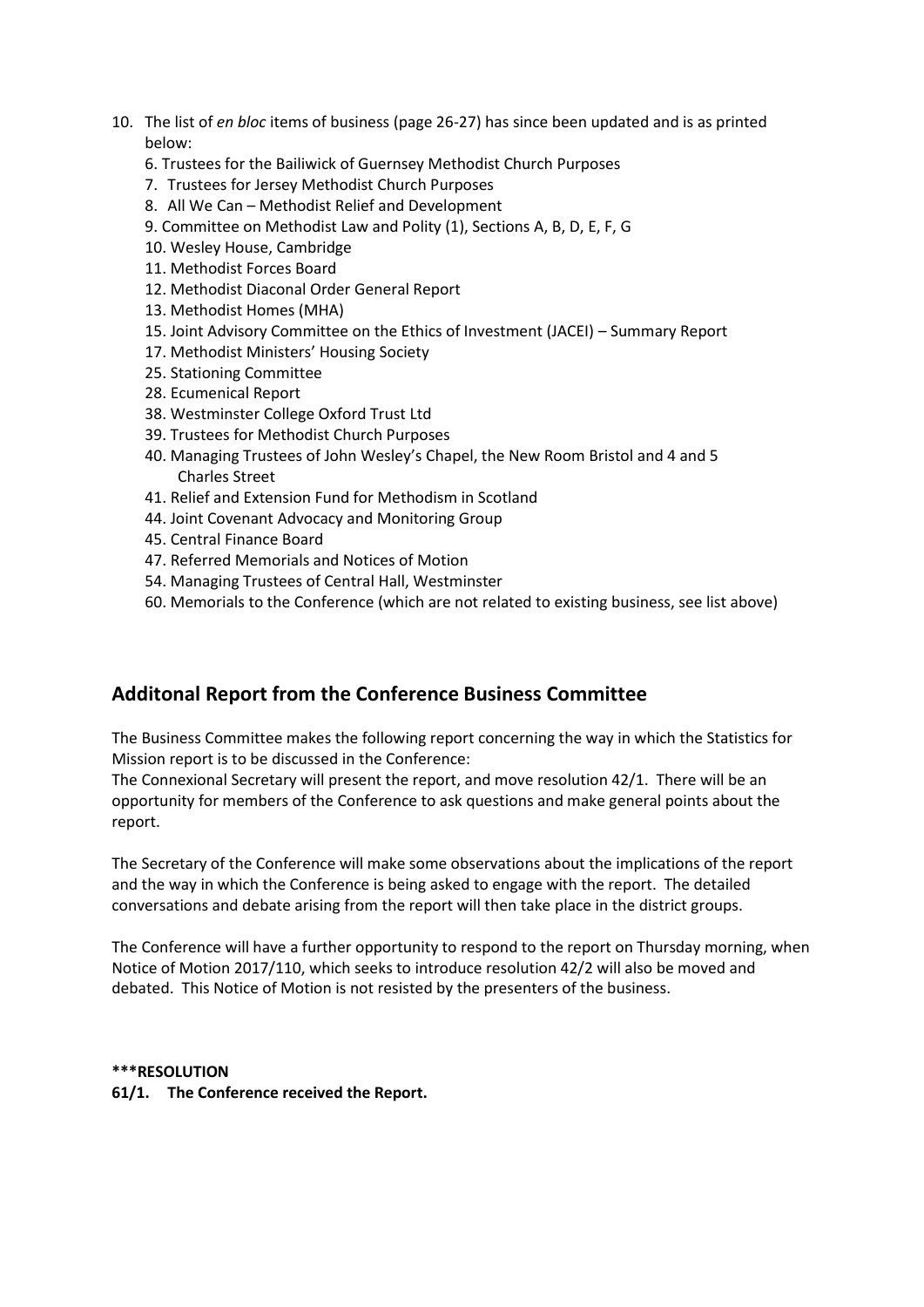10. The list of *en bloc* items of business (page 26-27) has since been updated and is as printed below:
    6. Trustees for the Bailiwick of Guernsey Methodist Church Purposes
    7. Trustees for Jersey Methodist Church Purposes
    8. All We Can – Methodist Relief and Development
    9. Committee on Methodist Law and Polity (1), Sections A, B, D, E, F, G
    10. Wesley House, Cambridge
    11. Methodist Forces Board
    12. Methodist Diaconal Order General Report
    13. Methodist Homes (MHA)
    15. Joint Advisory Committee on the Ethics of Investment (JACEI) – Summary Report
    17. Methodist Ministers' Housing Society
    25. Stationing Committee
    28. Ecumenical Report
    38. Westminster College Oxford Trust Ltd
    39. Trustees for Methodist Church Purposes
    40. Managing Trustees of John Wesley's Chapel, the New Room Bristol and 4 and 5 Charles Street
    41. Relief and Extension Fund for Methodism in Scotland
    44. Joint Covenant Advocacy and Monitoring Group
    45. Central Finance Board
    47. Referred Memorials and Notices of Motion
    54. Managing Trustees of Central Hall, Westminster
    60. Memorials to the Conference (which are not related to existing business, see list above)

## Additonal Report from the Conference Business Committee

The Business Committee makes the following report concerning the way in which the Statistics for Mission report is to be discussed in the Conference:
The Connexional Secretary will present the report, and move resolution 42/1. There will be an opportunity for members of the Conference to ask questions and make general points about the report.

The Secretary of the Conference will make some observations about the implications of the report and the way in which the Conference is being asked to engage with the report. The detailed conversations and debate arising from the report will then take place in the district groups.

The Conference will have a further opportunity to respond to the report on Thursday morning, when Notice of Motion 2017/110, which seeks to introduce resolution 42/2 will also be moved and debated. This Notice of Motion is not resisted by the presenters of the business.

**\*\*\*RESOLUTION**

**61/1. The Conference received the Report.**